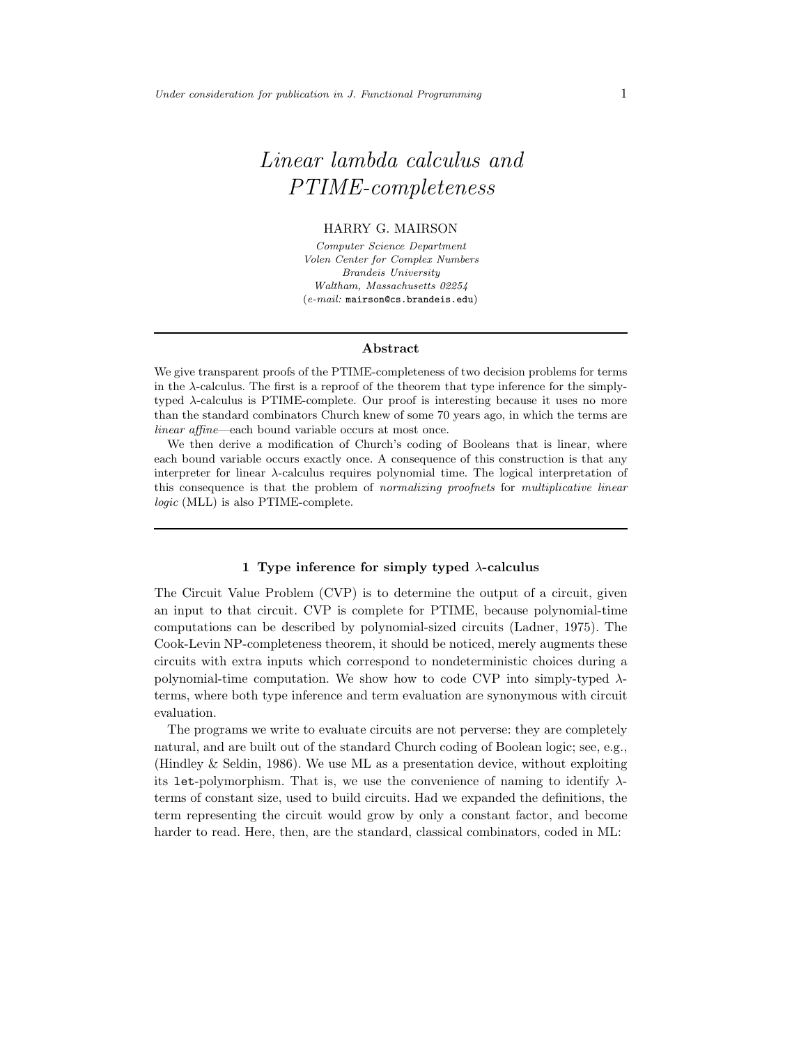# *Linear lambda calculus and PTIME-completeness*

HARRY G. MAIRSON

*Computer Science Department*
*Volen Center for Complex Numbers*
*Brandeis University*
*Waltham, Massachusetts 02254*
(*e-mail:* `mairson@cs.brandeis.edu`)

---

## Abstract

We give transparent proofs of the PTIME-completeness of two decision problems for terms in the $\lambda$-calculus. The first is a reproof of the theorem that type inference for the simply-typed $\lambda$-calculus is PTIME-complete. Our proof is interesting because it uses no more than the standard combinators Church knew of some 70 years ago, in which the terms are *linear affine*—each bound variable occurs at most once.

We then derive a modification of Church's coding of Booleans that is linear, where each bound variable occurs exactly once. A consequence of this construction is that any interpreter for linear $\lambda$-calculus requires polynomial time. The logical interpretation of this consequence is that the problem of *normalizing proofnets* for *multiplicative linear logic* (MLL) is also PTIME-complete.

---

## 1 Type inference for simply typed $\lambda$-calculus

The Circuit Value Problem (CVP) is to determine the output of a circuit, given an input to that circuit. CVP is complete for PTIME, because polynomial-time computations can be described by polynomial-sized circuits (Ladner, 1975). The Cook-Levin NP-completeness theorem, it should be noticed, merely augments these circuits with extra inputs which correspond to nondeterministic choices during a polynomial-time computation. We show how to code CVP into simply-typed $\lambda$-terms, where both type inference and term evaluation are synonymous with circuit evaluation.

The programs we write to evaluate circuits are not perverse: they are completely natural, and are built out of the standard Church coding of Boolean logic; see, e.g., (Hindley & Seldin, 1986). We use ML as a presentation device, without exploiting its `let`-polymorphism. That is, we use the convenience of naming to identify $\lambda$-terms of constant size, used to build circuits. Had we expanded the definitions, the term representing the circuit would grow by only a constant factor, and become harder to read. Here, then, are the standard, classical combinators, coded in ML: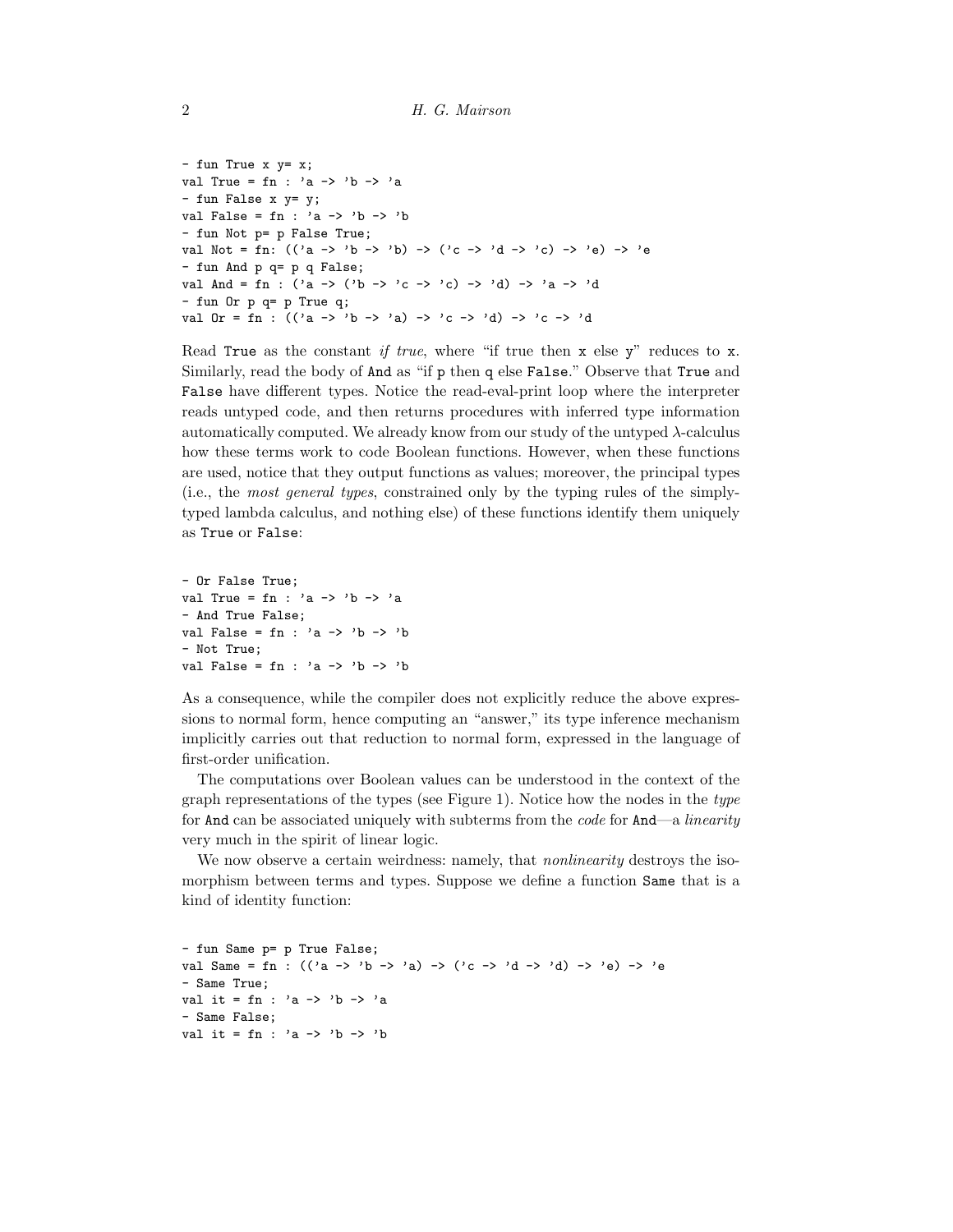```
- fun True x y= x;
val True = fn : 'a -> 'b -> 'a
- fun False x y= y;
val False = fn : 'a -> 'b -> 'b
- fun Not p= p False True;
val Not = fn: (('a -> 'b -> 'b) -> ('c -> 'd -> 'c) -> 'e) -> 'e
- fun And p q= p q False;
val And = fn : ('a -> ('b -> 'c -> 'c) -> 'd) -> 'a -> 'd
- fun Or p q= p True q;
val Or = fn : (('a -> 'b -> 'a) -> 'c -> 'd) -> 'c -> 'd
```

Read True as the constant *if true*, where "if true then x else y" reduces to x. Similarly, read the body of And as "if p then q else False." Observe that True and False have different types. Notice the read-eval-print loop where the interpreter reads untyped code, and then returns procedures with inferred type information automatically computed. We already know from our study of the untyped $\lambda$-calculus how these terms work to code Boolean functions. However, when these functions are used, notice that they output functions as values; moreover, the principal types (i.e., the *most general types*, constrained only by the typing rules of the simply-typed lambda calculus, and nothing else) of these functions identify them uniquely as True or False:

```
- Or False True;
val True = fn : 'a -> 'b -> 'a
- And True False;
val False = fn : 'a -> 'b -> 'b
- Not True;
val False = fn : 'a -> 'b -> 'b
```

As a consequence, while the compiler does not explicitly reduce the above expressions to normal form, hence computing an "answer," its type inference mechanism implicitly carries out that reduction to normal form, expressed in the language of first-order unification.

The computations over Boolean values can be understood in the context of the graph representations of the types (see Figure 1). Notice how the nodes in the *type* for And can be associated uniquely with subterms from the *code* for And—a *linearity* very much in the spirit of linear logic.

We now observe a certain weirdness: namely, that *nonlinearity* destroys the isomorphism between terms and types. Suppose we define a function Same that is a kind of identity function:

```
- fun Same p= p True False;
val Same = fn : (('a -> 'b -> 'a) -> ('c -> 'd -> 'd) -> 'e) -> 'e
- Same True;
val it = fn : 'a -> 'b -> 'a
- Same False;
val it = fn : 'a -> 'b -> 'b
```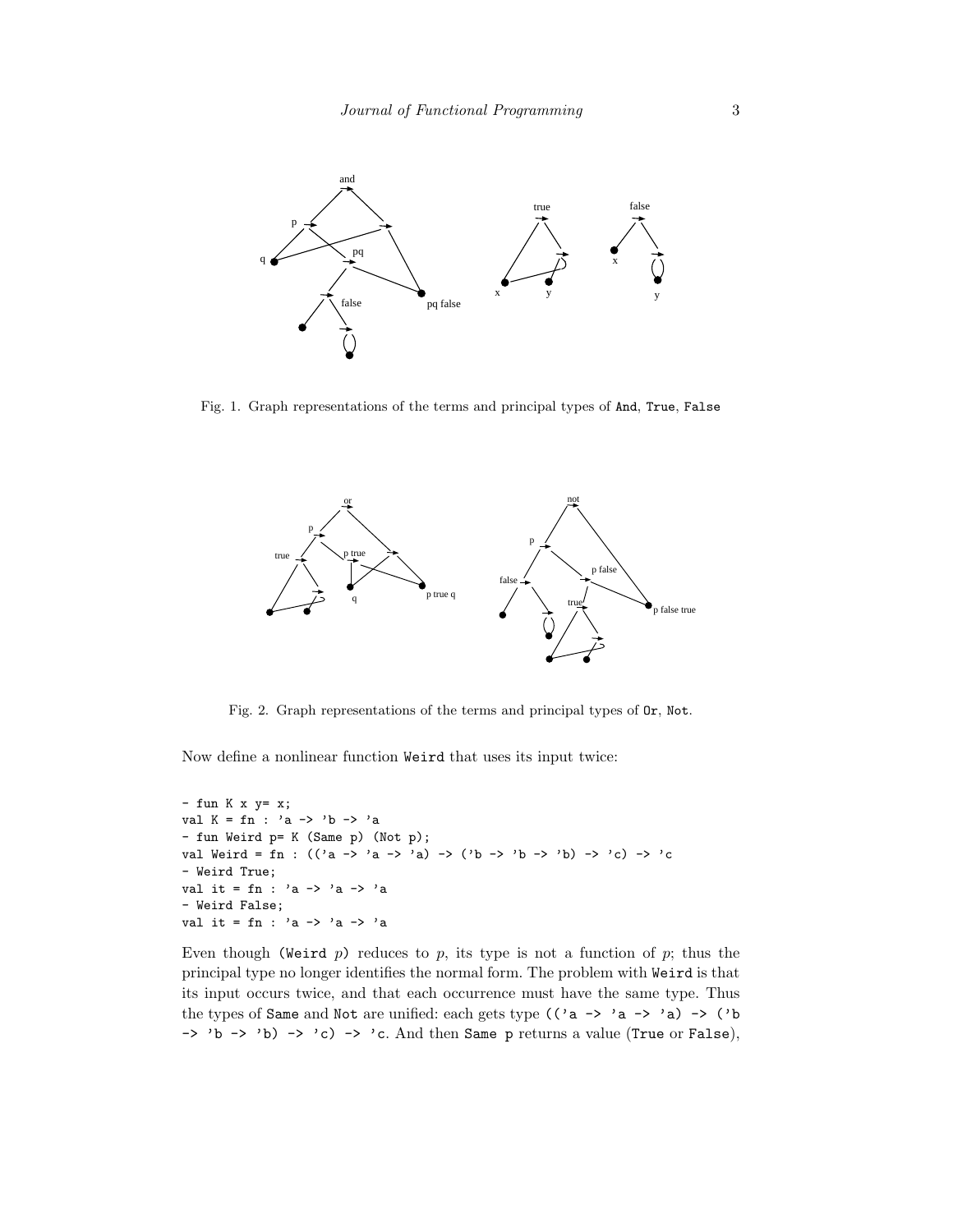Fig. 1. Graph representations of the terms and principal types of `And`, `True`, `False`

Fig. 2. Graph representations of the terms and principal types of `Or`, `Not`.

Now define a nonlinear function `Weird` that uses its input twice:

```
- fun K x y= x;
val K = fn : 'a -> 'b -> 'a
- fun Weird p= K (Same p) (Not p);
val Weird = fn : (('a -> 'a -> 'a) -> ('b -> 'b -> 'b) -> 'c) -> 'c
- Weird True;
val it = fn : 'a -> 'a -> 'a
- Weird False;
val it = fn : 'a -> 'a -> 'a
```

Even though `(Weird` $p$`)` reduces to $p$, its type is not a function of $p$; thus the principal type no longer identifies the normal form. The problem with `Weird` is that its input occurs twice, and that each occurrence must have the same type. Thus the types of `Same` and `Not` are unified: each gets type `(('a -> 'a -> 'a) -> ('b -> 'b -> 'b) -> 'c) -> 'c`. And then `Same p` returns a value (`True` or `False`),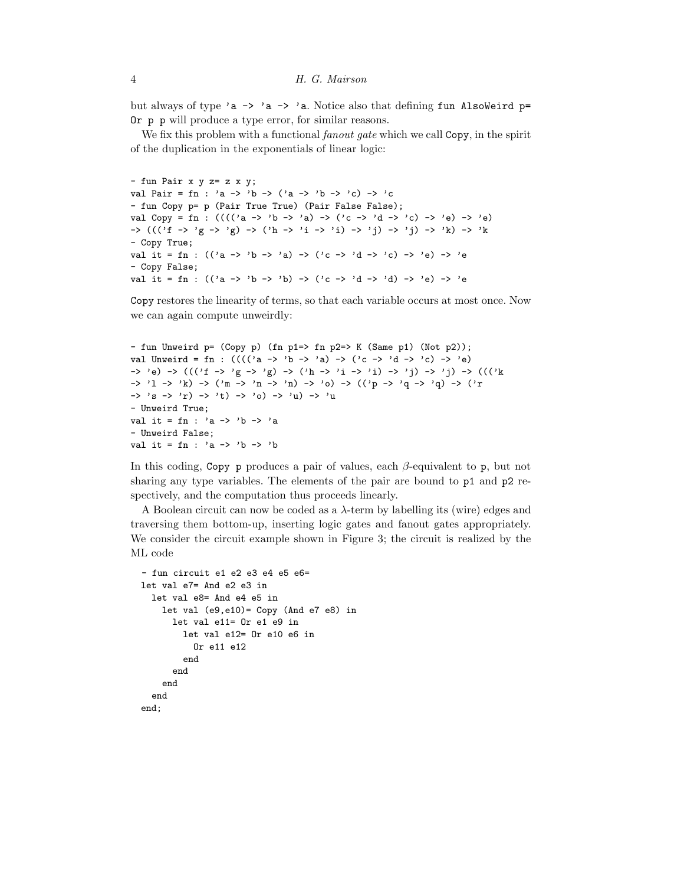but always of type `'a -> 'a -> 'a`. Notice also that defining `fun AlsoWeird p= Or p p` will produce a type error, for similar reasons.

We fix this problem with a functional *fanout gate* which we call `Copy`, in the spirit of the duplication in the exponentials of linear logic:

```
- fun Pair x y z= z x y;
val Pair = fn : 'a -> 'b -> ('a -> 'b -> 'c) -> 'c
- fun Copy p= p (Pair True True) (Pair False False);
val Copy = fn : (((('a -> 'b -> 'a) -> ('c -> 'd -> 'c) -> 'e) -> 'e)
-> ((('f -> 'g -> 'g) -> ('h -> 'i -> 'i) -> 'j) -> 'j) -> 'k) -> 'k
- Copy True;
val it = fn : (('a -> 'b -> 'a) -> ('c -> 'd -> 'c) -> 'e) -> 'e
- Copy False;
val it = fn : (('a -> 'b -> 'b) -> ('c -> 'd -> 'd) -> 'e) -> 'e
```

`Copy` restores the linearity of terms, so that each variable occurs at most once. Now we can again compute unweirdly:

```
- fun Unweird p= (Copy p) (fn p1=> fn p2=> K (Same p1) (Not p2));
val Unweird = fn : (((('a -> 'b -> 'a) -> ('c -> 'd -> 'c) -> 'e)
-> 'e) -> ((('f -> 'g -> 'g) -> ('h -> 'i -> 'i) -> 'j) -> 'j) -> ((('k
-> 'l -> 'k) -> ('m -> 'n -> 'n) -> 'o) -> (('p -> 'q -> 'q) -> ('r
-> 's -> 'r) -> 't) -> 'o) -> 'u) -> 'u
- Unweird True;
val it = fn : 'a -> 'b -> 'a
- Unweird False;
val it = fn : 'a -> 'b -> 'b
```

In this coding, `Copy p` produces a pair of values, each $\beta$-equivalent to `p`, but not sharing any type variables. The elements of the pair are bound to `p1` and `p2` respectively, and the computation thus proceeds linearly.

A Boolean circuit can now be coded as a $\lambda$-term by labelling its (wire) edges and traversing them bottom-up, inserting logic gates and fanout gates appropriately. We consider the circuit example shown in Figure 3; the circuit is realized by the ML code

```
- fun circuit e1 e2 e3 e4 e5 e6=
let val e7= And e2 e3 in
  let val e8= And e4 e5 in
    let val (e9,e10)= Copy (And e7 e8) in
      let val e11= Or e1 e9 in
        let val e12= Or e10 e6 in
          Or e11 e12
        end
      end
    end
  end
end;
```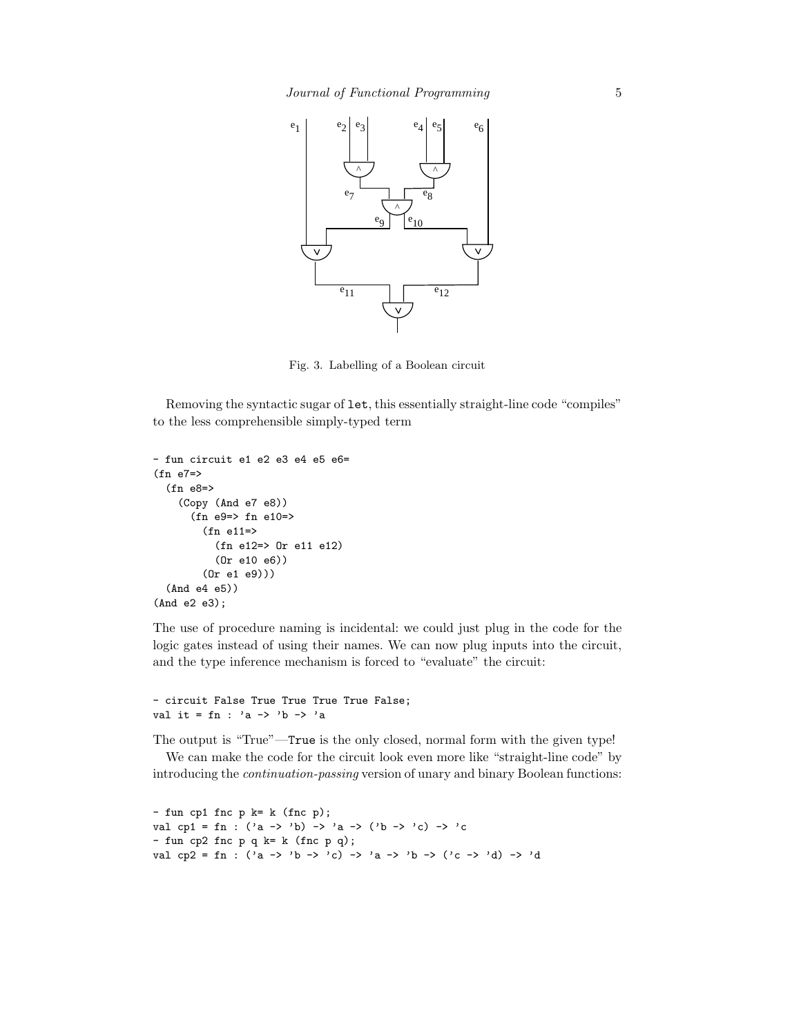Fig. 3. Labelling of a Boolean circuit

Removing the syntactic sugar of `let`, this essentially straight-line code "compiles" to the less comprehensible simply-typed term

```
- fun circuit e1 e2 e3 e4 e5 e6=
(fn e7=>
  (fn e8=>
    (Copy (And e7 e8))
      (fn e9=> fn e10=>
        (fn e11=>
          (fn e12=> Or e11 e12)
          (Or e10 e6))
        (Or e1 e9)))
  (And e4 e5))
(And e2 e3);
```

The use of procedure naming is incidental: we could just plug in the code for the logic gates instead of using their names. We can now plug inputs into the circuit, and the type inference mechanism is forced to "evaluate" the circuit:

```
- circuit False True True True True False;
val it = fn : 'a -> 'b -> 'a
```

The output is "True"—`True` is the only closed, normal form with the given type!

We can make the code for the circuit look even more like "straight-line code" by introducing the *continuation-passing* version of unary and binary Boolean functions:

```
- fun cp1 fnc p k= k (fnc p);
val cp1 = fn : ('a -> 'b) -> 'a -> ('b -> 'c) -> 'c
- fun cp2 fnc p q k= k (fnc p q);
val cp2 = fn : ('a -> 'b -> 'c) -> 'a -> 'b -> ('c -> 'd) -> 'd
```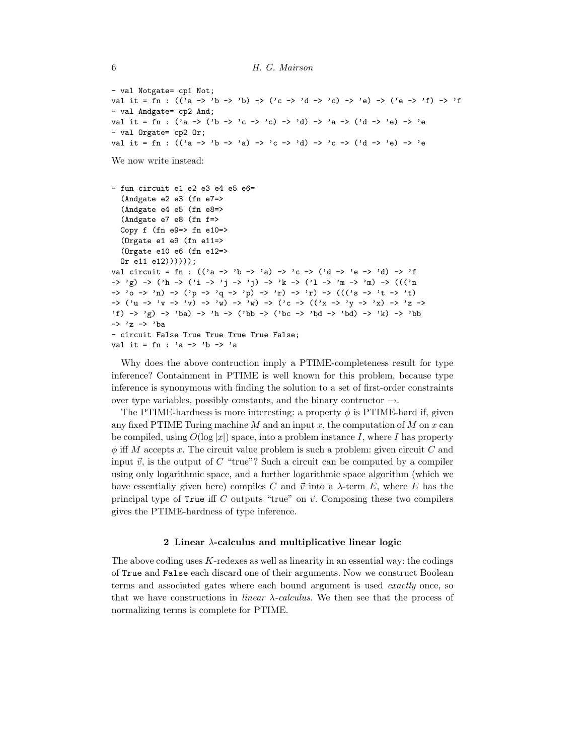```
- val Notgate= cp1 Not;
val it = fn : (('a -> 'b -> 'b) -> ('c -> 'd -> 'c) -> 'e) -> ('e -> 'f) -> 'f
- val Andgate= cp2 And;
val it = fn : ('a -> ('b -> 'c -> 'c) -> 'd) -> 'a -> ('d -> 'e) -> 'e
- val Orgate= cp2 Or;
val it = fn : (('a -> 'b -> 'a) -> 'c -> 'd) -> 'c -> ('d -> 'e) -> 'e
```

We now write instead:

```
- fun circuit e1 e2 e3 e4 e5 e6=
  (Andgate e2 e3 (fn e7=>
  (Andgate e4 e5 (fn e8=>
  (Andgate e7 e8 (fn f=>
  Copy f (fn e9=> fn e10=>
  (Orgate e1 e9 (fn e11=>
  (Orgate e10 e6 (fn e12=>
  Or e11 e12))))));
val circuit = fn : (('a -> 'b -> 'a) -> 'c -> ('d -> 'e -> 'd) -> 'f
-> 'g) -> ('h -> ('i -> 'j -> 'j) -> 'k -> ('l -> 'm -> 'm) -> ((('n
-> 'o -> 'n) -> ('p -> 'q -> 'p) -> 'r) -> 'r) -> ((('s -> 't -> 't)
-> ('u -> 'v -> 'v) -> 'w) -> 'w) -> ('c -> (('x -> 'y -> 'x) -> 'z ->
'f) -> 'g) -> 'ba) -> 'h -> ('bb -> ('bc -> 'bd -> 'bd) -> 'k) -> 'bb
-> 'z -> 'ba
- circuit False True True True True False;
val it = fn : 'a -> 'b -> 'a
```

Why does the above contruction imply a PTIME-completeness result for type inference? Containment in PTIME is well known for this problem, because type inference is synonymous with finding the solution to a set of first-order constraints over type variables, possibly constants, and the binary contructor $\rightarrow$.

The PTIME-hardness is more interesting: a property $\phi$ is PTIME-hard if, given any fixed PTIME Turing machine $M$ and an input $x$, the computation of $M$ on $x$ can be compiled, using $O(\log |x|)$ space, into a problem instance $I$, where $I$ has property $\phi$ iff $M$ accepts $x$. The circuit value problem is such a problem: given circuit $C$ and input $\vec{v}$, is the output of $C$ "true"? Such a circuit can be computed by a compiler using only logarithmic space, and a further logarithmic space algorithm (which we have essentially given here) compiles $C$ and $\vec{v}$ into a $\lambda$-term $E$, where $E$ has the principal type of `True` iff $C$ outputs "true" on $\vec{v}$. Composing these two compilers gives the PTIME-hardness of type inference.

## 2 Linear $\lambda$-calculus and multiplicative linear logic

The above coding uses $K$-redexes as well as linearity in an essential way: the codings of `True` and `False` each discard one of their arguments. Now we construct Boolean terms and associated gates where each bound argument is used *exactly* once, so that we have constructions in *linear $\lambda$-calculus*. We then see that the process of normalizing terms is complete for PTIME.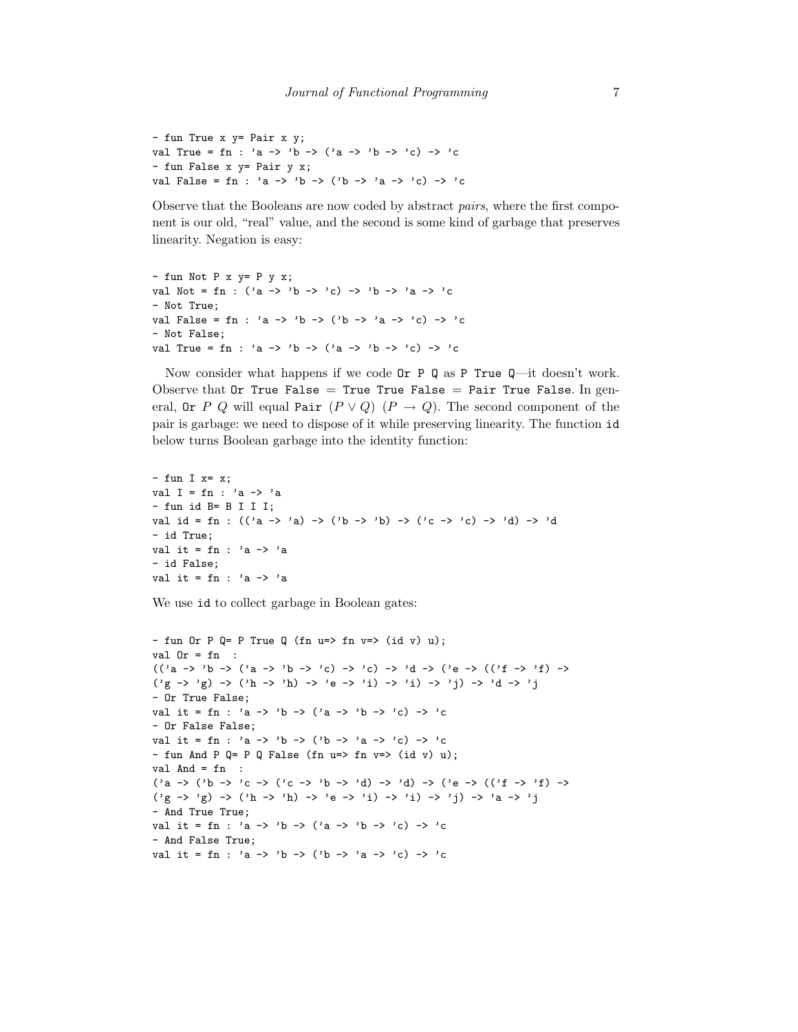```
- fun True x y= Pair x y;
val True = fn : 'a -> 'b -> ('a -> 'b -> 'c) -> 'c
- fun False x y= Pair y x;
val False = fn : 'a -> 'b -> ('b -> 'a -> 'c) -> 'c
```

Observe that the Booleans are now coded by abstract *pairs*, where the first component is our old, "real" value, and the second is some kind of garbage that preserves linearity. Negation is easy:

```
- fun Not P x y= P y x;
val Not = fn : ('a -> 'b -> 'c) -> 'b -> 'a -> 'c
- Not True;
val False = fn : 'a -> 'b -> ('b -> 'a -> 'c) -> 'c
- Not False;
val True = fn : 'a -> 'b -> ('a -> 'b -> 'c) -> 'c
```

Now consider what happens if we code `Or P Q` as `P True Q`—it doesn't work. Observe that `Or True False` = `True True False` = `Pair True False`. In general, `Or` $P$ $Q$ will equal `Pair` $(P \vee Q)$ $(P \rightarrow Q)$. The second component of the pair is garbage: we need to dispose of it while preserving linearity. The function `id` below turns Boolean garbage into the identity function:

```
- fun I x= x;
val I = fn : 'a -> 'a
- fun id B= B I I I;
val id = fn : (('a -> 'a) -> ('b -> 'b) -> ('c -> 'c) -> 'd) -> 'd
- id True;
val it = fn : 'a -> 'a
- id False;
val it = fn : 'a -> 'a
```

We use `id` to collect garbage in Boolean gates:

```
- fun Or P Q= P True Q (fn u=> fn v=> (id v) u);
val Or = fn  :
(('a -> 'b -> ('a -> 'b -> 'c) -> 'c) -> 'd -> ('e -> (('f -> 'f) ->
('g -> 'g) -> ('h -> 'h) -> 'e -> 'i) -> 'i) -> 'j) -> 'd -> 'j
- Or True False;
val it = fn : 'a -> 'b -> ('a -> 'b -> 'c) -> 'c
- Or False False;
val it = fn : 'a -> 'b -> ('b -> 'a -> 'c) -> 'c
- fun And P Q= P Q False (fn u=> fn v=> (id v) u);
val And = fn  :
('a -> ('b -> 'c -> ('c -> 'b -> 'd) -> 'd) -> ('e -> (('f -> 'f) ->
('g -> 'g) -> ('h -> 'h) -> 'e -> 'i) -> 'i) -> 'j) -> 'a -> 'j
- And True True;
val it = fn : 'a -> 'b -> ('a -> 'b -> 'c) -> 'c
- And False True;
val it = fn : 'a -> 'b -> ('b -> 'a -> 'c) -> 'c
```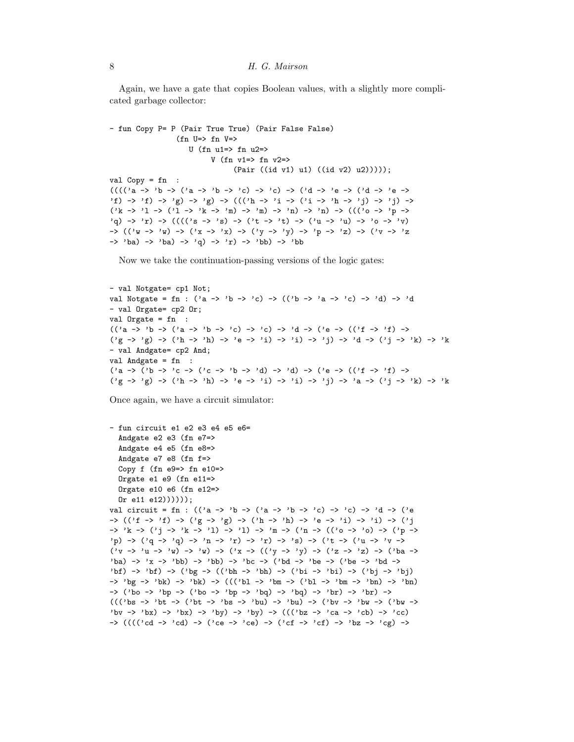Again, we have a gate that copies Boolean values, with a slightly more complicated garbage collector:

```
- fun Copy P= P (Pair True True) (Pair False False)
              (fn U=> fn V=>
                 U (fn u1=> fn u2=>
                      V (fn v1=> fn v2=>
                           (Pair ((id v1) u1) ((id v2) u2)))));
val Copy = fn  :
(((('a -> 'b -> ('a -> 'b -> 'c) -> 'c) -> ('d -> 'e -> ('d -> 'e ->
'f) -> 'f) -> 'g) -> 'g) -> ((('h -> 'i -> ('i -> 'h -> 'j) -> 'j) ->
('k -> 'l -> ('l -> 'k -> 'm) -> 'm) -> 'n) -> 'n) -> ((('o -> 'p ->
'q) -> 'r) -> (((('s -> 's) -> ('t -> 't) -> ('u -> 'u) -> 'o -> 'v)
-> (('w -> 'w) -> ('x -> 'x) -> ('y -> 'y) -> 'p -> 'z) -> ('v -> 'z
-> 'ba) -> 'ba) -> 'q) -> 'r) -> 'bb) -> 'bb
```

Now we take the continuation-passing versions of the logic gates:

```
- val Notgate= cp1 Not;
val Notgate = fn : ('a -> 'b -> 'c) -> (('b -> 'a -> 'c) -> 'd) -> 'd
- val Orgate= cp2 Or;
val Orgate = fn  :
(('a -> 'b -> ('a -> 'b -> 'c) -> 'c) -> 'd -> ('e -> (('f -> 'f) ->
('g -> 'g) -> ('h -> 'h) -> 'e -> 'i) -> 'i) -> 'j) -> 'd -> ('j -> 'k) -> 'k
- val Andgate= cp2 And;
val Andgate = fn  :
('a -> ('b -> 'c -> ('c -> 'b -> 'd) -> 'd) -> ('e -> (('f -> 'f) ->
('g -> 'g) -> ('h -> 'h) -> 'e -> 'i) -> 'i) -> 'j) -> 'a -> ('j -> 'k) -> 'k
```

Once again, we have a circuit simulator:

```
- fun circuit e1 e2 e3 e4 e5 e6=
  Andgate e2 e3 (fn e7=>
  Andgate e4 e5 (fn e8=>
  Andgate e7 e8 (fn f=>
  Copy f (fn e9=> fn e10=>
  Orgate e1 e9 (fn e11=>
  Orgate e10 e6 (fn e12=>
  Or e11 e12))))));
val circuit = fn : (('a -> 'b -> ('a -> 'b -> 'c) -> 'c) -> 'd -> ('e
-> (('f -> 'f) -> ('g -> 'g) -> ('h -> 'h) -> 'e -> 'i) -> 'i) -> ('j
-> 'k -> ('j -> 'k -> 'l) -> 'l) -> 'm -> ('n -> (('o -> 'o) -> ('p ->
'p) -> ('q -> 'q) -> 'n -> 'r) -> 'r) -> 's) -> ('t -> ('u -> 'v ->
('v -> 'u -> 'w) -> 'w) -> ('x -> (('y -> 'y) -> ('z -> 'z) -> ('ba ->
'ba) -> 'x -> 'bb) -> 'bb) -> 'bc -> ('bd -> 'be -> ('be -> 'bd ->
'bf) -> 'bf) -> ('bg -> (('bh -> 'bh) -> ('bi -> 'bi) -> ('bj -> 'bj)
-> 'bg -> 'bk) -> 'bk) -> ((('bl -> 'bm -> ('bl -> 'bm -> 'bn) -> 'bn)
-> ('bo -> 'bp -> ('bo -> 'bp -> 'bq) -> 'bq) -> 'br) -> 'br) ->
((('bs -> 'bt -> ('bt -> 'bs -> 'bu) -> 'bu) -> ('bv -> 'bw -> ('bw ->
'bv -> 'bx) -> 'bx) -> 'by) -> 'by) -> ((('bz -> 'ca -> 'cb) -> 'cc)
-> (((('cd -> 'cd) -> ('ce -> 'ce) -> ('cf -> 'cf) -> 'bz -> 'cg) ->
```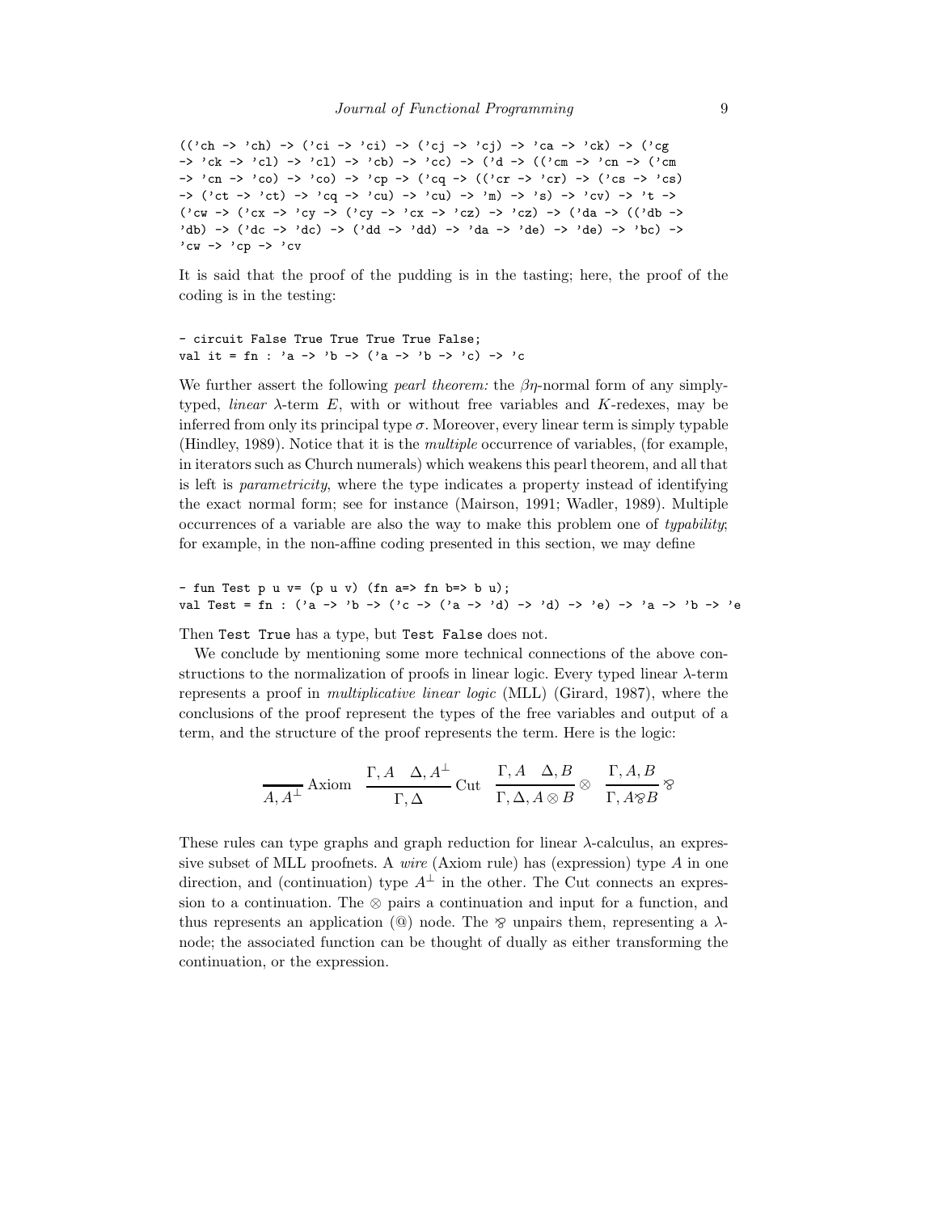```
(('ch -> 'ch) -> ('ci -> 'ci) -> ('cj -> 'cj) -> 'ca -> 'ck) -> ('cg
-> 'ck -> 'cl) -> 'cl) -> 'cb) -> 'cc) -> ('d -> (('cm -> 'cn -> ('cm
-> 'cn -> 'co) -> 'co) -> 'cp -> ('cq -> (('cr -> 'cr) -> ('cs -> 'cs)
-> ('ct -> 'ct) -> 'cq -> 'cu) -> 'cu) -> 'm) -> 's) -> 'cv) -> 't ->
('cw -> ('cx -> 'cy -> ('cy -> 'cx -> 'cz) -> 'cz) -> ('da -> (('db ->
'db) -> ('dc -> 'dc) -> ('dd -> 'dd) -> 'da -> 'de) -> 'de) -> 'bc) ->
'cw -> 'cp -> 'cv
```

It is said that the proof of the pudding is in the tasting; here, the proof of the coding is in the testing:

```
- circuit False True True True True False;
val it = fn : 'a -> 'b -> ('a -> 'b -> 'c) -> 'c
```

We further assert the following *pearl theorem:* the $\beta\eta$-normal form of any simply-typed, *linear* $\lambda$-term $E$, with or without free variables and $K$-redexes, may be inferred from only its principal type $\sigma$. Moreover, every linear term is simply typable (Hindley, 1989). Notice that it is the *multiple* occurrence of variables, (for example, in iterators such as Church numerals) which weakens this pearl theorem, and all that is left is *parametricity*, where the type indicates a property instead of identifying the exact normal form; see for instance (Mairson, 1991; Wadler, 1989). Multiple occurrences of a variable are also the way to make this problem one of *typability*; for example, in the non-affine coding presented in this section, we may define

```
- fun Test p u v= (p u v) (fn a=> fn b=> b u);
val Test = fn : ('a -> 'b -> ('c -> ('a -> 'd) -> 'd) -> 'e) -> 'a -> 'b -> 'e
```

Then `Test True` has a type, but `Test False` does not.

We conclude by mentioning some more technical connections of the above constructions to the normalization of proofs in linear logic. Every typed linear $\lambda$-term represents a proof in *multiplicative linear logic* (MLL) (Girard, 1987), where the conclusions of the proof represent the types of the free variables and output of a term, and the structure of the proof represents the term. Here is the logic:

$$\frac{}{A, A^{\perp}}\,\text{Axiom} \qquad \frac{\Gamma, A \quad \Delta, A^{\perp}}{\Gamma, \Delta}\,\text{Cut} \qquad \frac{\Gamma, A \quad \Delta, B}{\Gamma, \Delta, A \otimes B}\,\otimes \qquad \frac{\Gamma, A, B}{\Gamma, A ⅋ B}\,⅋$$

These rules can type graphs and graph reduction for linear $\lambda$-calculus, an expressive subset of MLL proofnets. A *wire* (Axiom rule) has (expression) type $A$ in one direction, and (continuation) type $A^{\perp}$ in the other. The Cut connects an expression to a continuation. The $\otimes$ pairs a continuation and input for a function, and thus represents an application (@) node. The ⅋ unpairs them, representing a $\lambda$-node; the associated function can be thought of dually as either transforming the continuation, or the expression.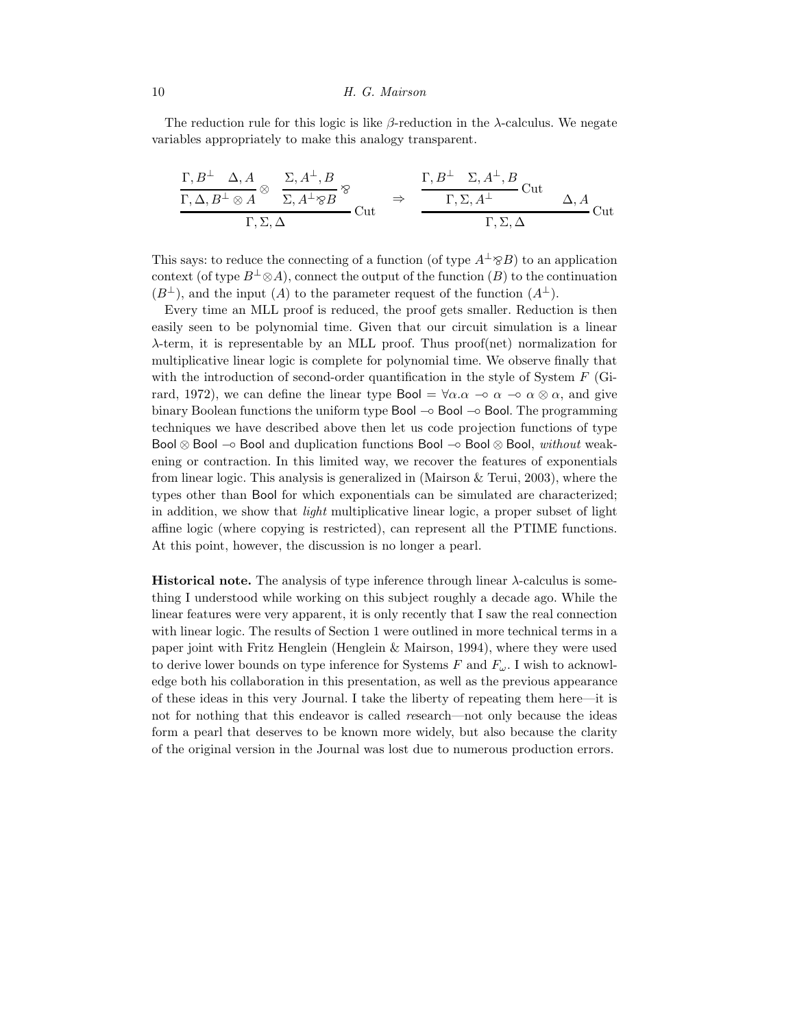The reduction rule for this logic is like $\beta$-reduction in the $\lambda$-calculus. We negate variables appropriately to make this analogy transparent.

$$
\dfrac{\dfrac{\Gamma, B^\perp \quad \Delta, A}{\Gamma, \Delta, B^\perp \otimes A}\otimes \qquad \dfrac{\Sigma, A^\perp, B}{\Sigma, A^\perp \invamp B}\invamp}{\Gamma, \Sigma, \Delta}\text{Cut} \quad \Rightarrow \quad \dfrac{\dfrac{\Gamma, B^\perp \quad \Sigma, A^\perp, B}{\Gamma, \Sigma, A^\perp}\text{Cut} \qquad \Delta, A}{\Gamma, \Sigma, \Delta}\text{Cut}
$$

This says: to reduce the connecting of a function (of type $A^\perp \invamp B$) to an application context (of type $B^\perp \otimes A$), connect the output of the function ($B$) to the continuation ($B^\perp$), and the input ($A$) to the parameter request of the function ($A^\perp$).

Every time an MLL proof is reduced, the proof gets smaller. Reduction is then easily seen to be polynomial time. Given that our circuit simulation is a linear $\lambda$-term, it is representable by an MLL proof. Thus proof(net) normalization for multiplicative linear logic is complete for polynomial time. We observe finally that with the introduction of second-order quantification in the style of System $F$ (Girard, 1972), we can define the linear type $\mathsf{Bool} = \forall \alpha . \alpha \multimap \alpha \multimap \alpha \otimes \alpha$, and give binary Boolean functions the uniform type $\mathsf{Bool} \multimap \mathsf{Bool} \multimap \mathsf{Bool}$. The programming techniques we have described above then let us code projection functions of type $\mathsf{Bool} \otimes \mathsf{Bool} \multimap \mathsf{Bool}$ and duplication functions $\mathsf{Bool} \multimap \mathsf{Bool} \otimes \mathsf{Bool}$, *without* weakening or contraction. In this limited way, we recover the features of exponentials from linear logic. This analysis is generalized in (Mairson & Terui, 2003), where the types other than $\mathsf{Bool}$ for which exponentials can be simulated are characterized; in addition, we show that *light* multiplicative linear logic, a proper subset of light affine logic (where copying is restricted), can represent all the PTIME functions. At this point, however, the discussion is no longer a pearl.

**Historical note.** The analysis of type inference through linear $\lambda$-calculus is something I understood while working on this subject roughly a decade ago. While the linear features were very apparent, it is only recently that I saw the real connection with linear logic. The results of Section 1 were outlined in more technical terms in a paper joint with Fritz Henglein (Henglein & Mairson, 1994), where they were used to derive lower bounds on type inference for Systems $F$ and $F_\omega$. I wish to acknowledge both his collaboration in this presentation, as well as the previous appearance of these ideas in this very Journal. I take the liberty of repeating them here—it is not for nothing that this endeavor is called *re*search—not only because the ideas form a pearl that deserves to be known more widely, but also because the clarity of the original version in the Journal was lost due to numerous production errors.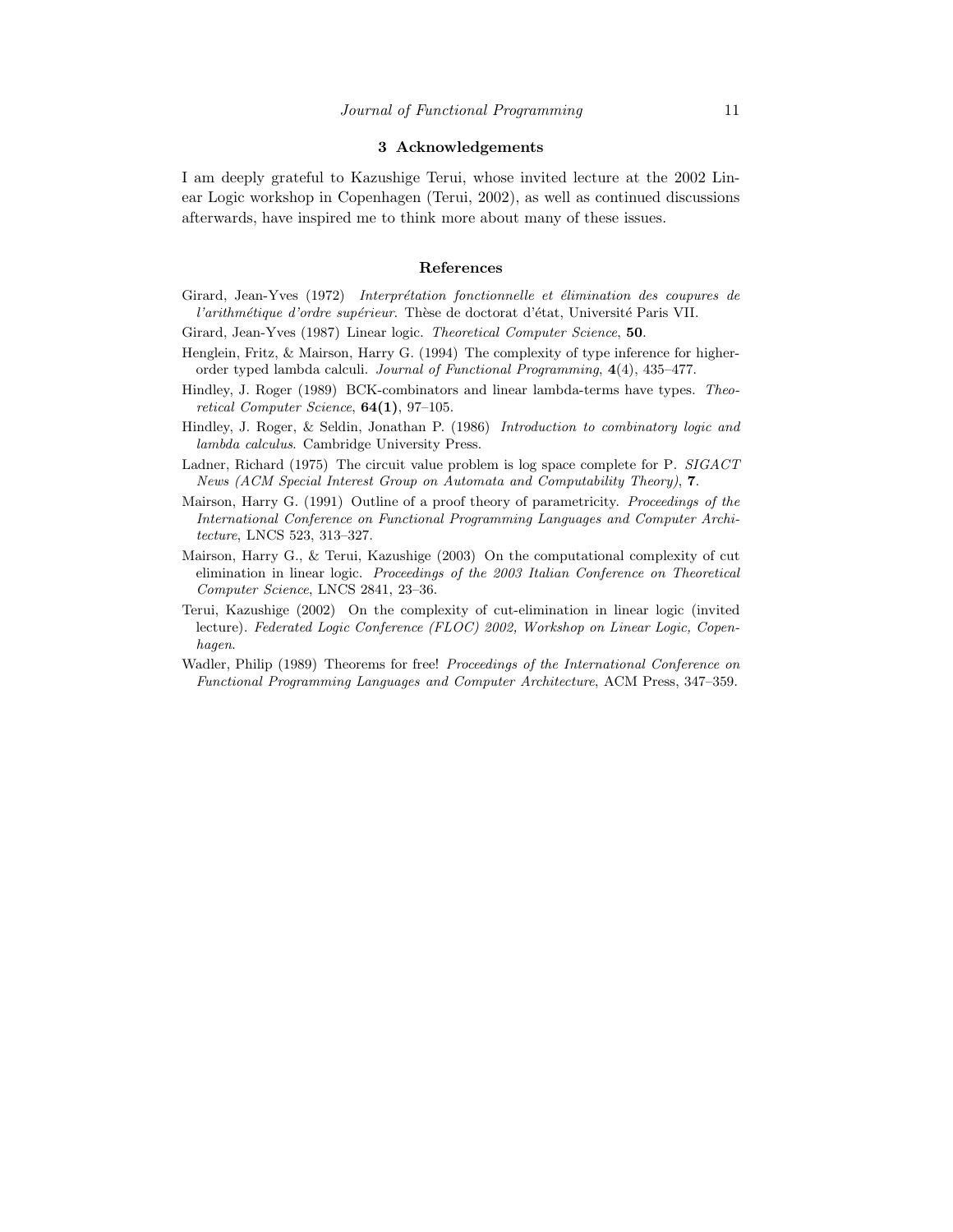## 3 Acknowledgements

I am deeply grateful to Kazushige Terui, whose invited lecture at the 2002 Linear Logic workshop in Copenhagen (Terui, 2002), as well as continued discussions afterwards, have inspired me to think more about many of these issues.

## References

Girard, Jean-Yves (1972) *Interprétation fonctionnelle et élimination des coupures de l'arithmétique d'ordre supérieur*. Thèse de doctorat d'état, Université Paris VII.

Girard, Jean-Yves (1987) Linear logic. *Theoretical Computer Science*, **50**.

Henglein, Fritz, & Mairson, Harry G. (1994) The complexity of type inference for higher-order typed lambda calculi. *Journal of Functional Programming*, **4**(4), 435–477.

Hindley, J. Roger (1989) BCK-combinators and linear lambda-terms have types. *Theoretical Computer Science*, **64(1)**, 97–105.

Hindley, J. Roger, & Seldin, Jonathan P. (1986) *Introduction to combinatory logic and lambda calculus*. Cambridge University Press.

Ladner, Richard (1975) The circuit value problem is log space complete for P. *SIGACT News (ACM Special Interest Group on Automata and Computability Theory)*, **7**.

Mairson, Harry G. (1991) Outline of a proof theory of parametricity. *Proceedings of the International Conference on Functional Programming Languages and Computer Architecture*, LNCS 523, 313–327.

Mairson, Harry G., & Terui, Kazushige (2003) On the computational complexity of cut elimination in linear logic. *Proceedings of the 2003 Italian Conference on Theoretical Computer Science*, LNCS 2841, 23–36.

Terui, Kazushige (2002) On the complexity of cut-elimination in linear logic (invited lecture). *Federated Logic Conference (FLOC) 2002, Workshop on Linear Logic, Copenhagen*.

Wadler, Philip (1989) Theorems for free! *Proceedings of the International Conference on Functional Programming Languages and Computer Architecture*, ACM Press, 347–359.